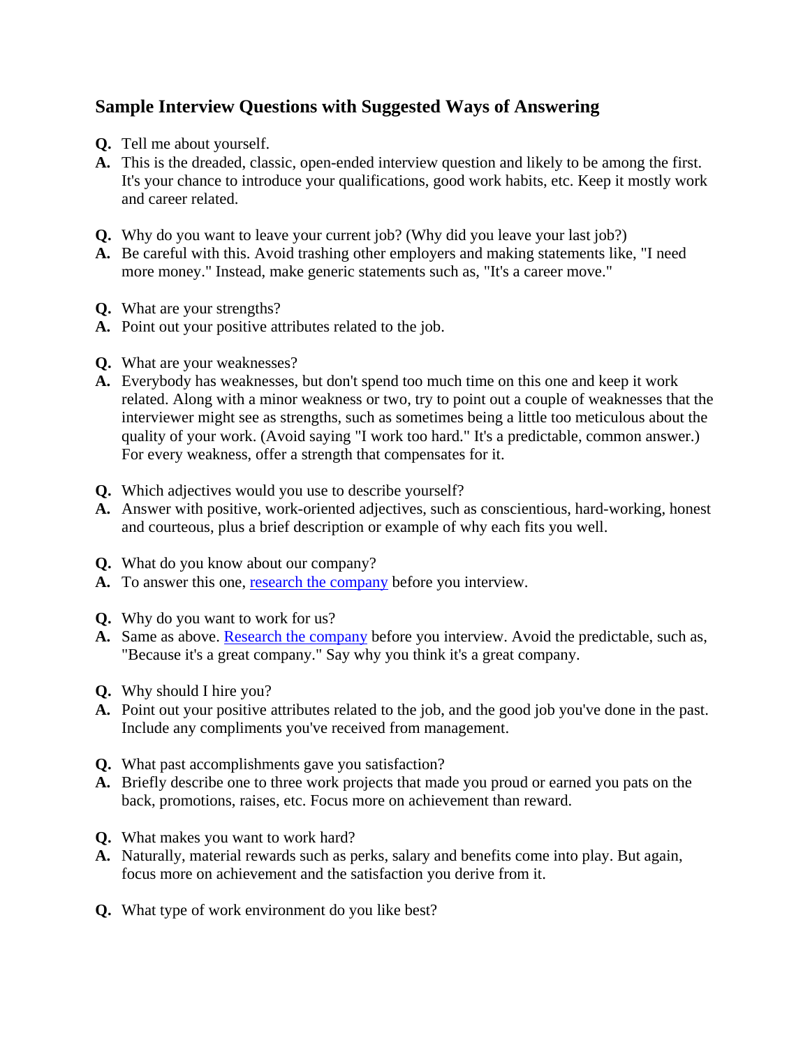## Sample Interview Questions with Suggested Ways of Answering

**Q.** Tell me about yourself.
**A.** This is the dreaded, classic, open-ended interview question and likely to be among the first. It's your chance to introduce your qualifications, good work habits, etc. Keep it mostly work and career related.

**Q.** Why do you want to leave your current job? (Why did you leave your last job?)
**A.** Be careful with this. Avoid trashing other employers and making statements like, "I need more money." Instead, make generic statements such as, "It's a career move."

**Q.** What are your strengths?
**A.** Point out your positive attributes related to the job.

**Q.** What are your weaknesses?
**A.** Everybody has weaknesses, but don't spend too much time on this one and keep it work related. Along with a minor weakness or two, try to point out a couple of weaknesses that the interviewer might see as strengths, such as sometimes being a little too meticulous about the quality of your work. (Avoid saying "I work too hard." It's a predictable, common answer.) For every weakness, offer a strength that compensates for it.

**Q.** Which adjectives would you use to describe yourself?
**A.** Answer with positive, work-oriented adjectives, such as conscientious, hard-working, honest and courteous, plus a brief description or example of why each fits you well.

**Q.** What do you know about our company?
**A.** To answer this one, research the company before you interview.

**Q.** Why do you want to work for us?
**A.** Same as above. Research the company before you interview. Avoid the predictable, such as, "Because it's a great company." Say why you think it's a great company.

**Q.** Why should I hire you?
**A.** Point out your positive attributes related to the job, and the good job you've done in the past. Include any compliments you've received from management.

**Q.** What past accomplishments gave you satisfaction?
**A.** Briefly describe one to three work projects that made you proud or earned you pats on the back, promotions, raises, etc. Focus more on achievement than reward.

**Q.** What makes you want to work hard?
**A.** Naturally, material rewards such as perks, salary and benefits come into play. But again, focus more on achievement and the satisfaction you derive from it.

**Q.** What type of work environment do you like best?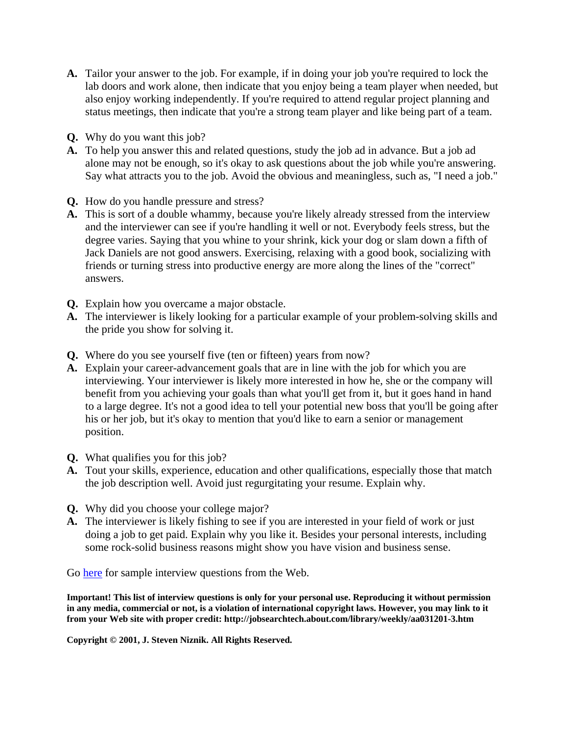**A.** Tailor your answer to the job. For example, if in doing your job you're required to lock the lab doors and work alone, then indicate that you enjoy being a team player when needed, but also enjoy working independently. If you're required to attend regular project planning and status meetings, then indicate that you're a strong team player and like being part of a team.

**Q.** Why do you want this job?
**A.** To help you answer this and related questions, study the job ad in advance. But a job ad alone may not be enough, so it's okay to ask questions about the job while you're answering. Say what attracts you to the job. Avoid the obvious and meaningless, such as, "I need a job."

**Q.** How do you handle pressure and stress?
**A.** This is sort of a double whammy, because you're likely already stressed from the interview and the interviewer can see if you're handling it well or not. Everybody feels stress, but the degree varies. Saying that you whine to your shrink, kick your dog or slam down a fifth of Jack Daniels are not good answers. Exercising, relaxing with a good book, socializing with friends or turning stress into productive energy are more along the lines of the "correct" answers.

**Q.** Explain how you overcame a major obstacle.
**A.** The interviewer is likely looking for a particular example of your problem-solving skills and the pride you show for solving it.

**Q.** Where do you see yourself five (ten or fifteen) years from now?
**A.** Explain your career-advancement goals that are in line with the job for which you are interviewing. Your interviewer is likely more interested in how he, she or the company will benefit from you achieving your goals than what you'll get from it, but it goes hand in hand to a large degree. It's not a good idea to tell your potential new boss that you'll be going after his or her job, but it's okay to mention that you'd like to earn a senior or management position.

**Q.** What qualifies you for this job?
**A.** Tout your skills, experience, education and other qualifications, especially those that match the job description well. Avoid just regurgitating your resume. Explain why.

**Q.** Why did you choose your college major?
**A.** The interviewer is likely fishing to see if you are interested in your field of work or just doing a job to get paid. Explain why you like it. Besides your personal interests, including some rock-solid business reasons might show you have vision and business sense.

Go here for sample interview questions from the Web.

**Important! This list of interview questions is only for your personal use. Reproducing it without permission in any media, commercial or not, is a violation of international copyright laws. However, you may link to it from your Web site with proper credit: http://jobsearchtech.about.com/library/weekly/aa031201-3.htm**

**Copyright © 2001, J. Steven Niznik. All Rights Reserved.**